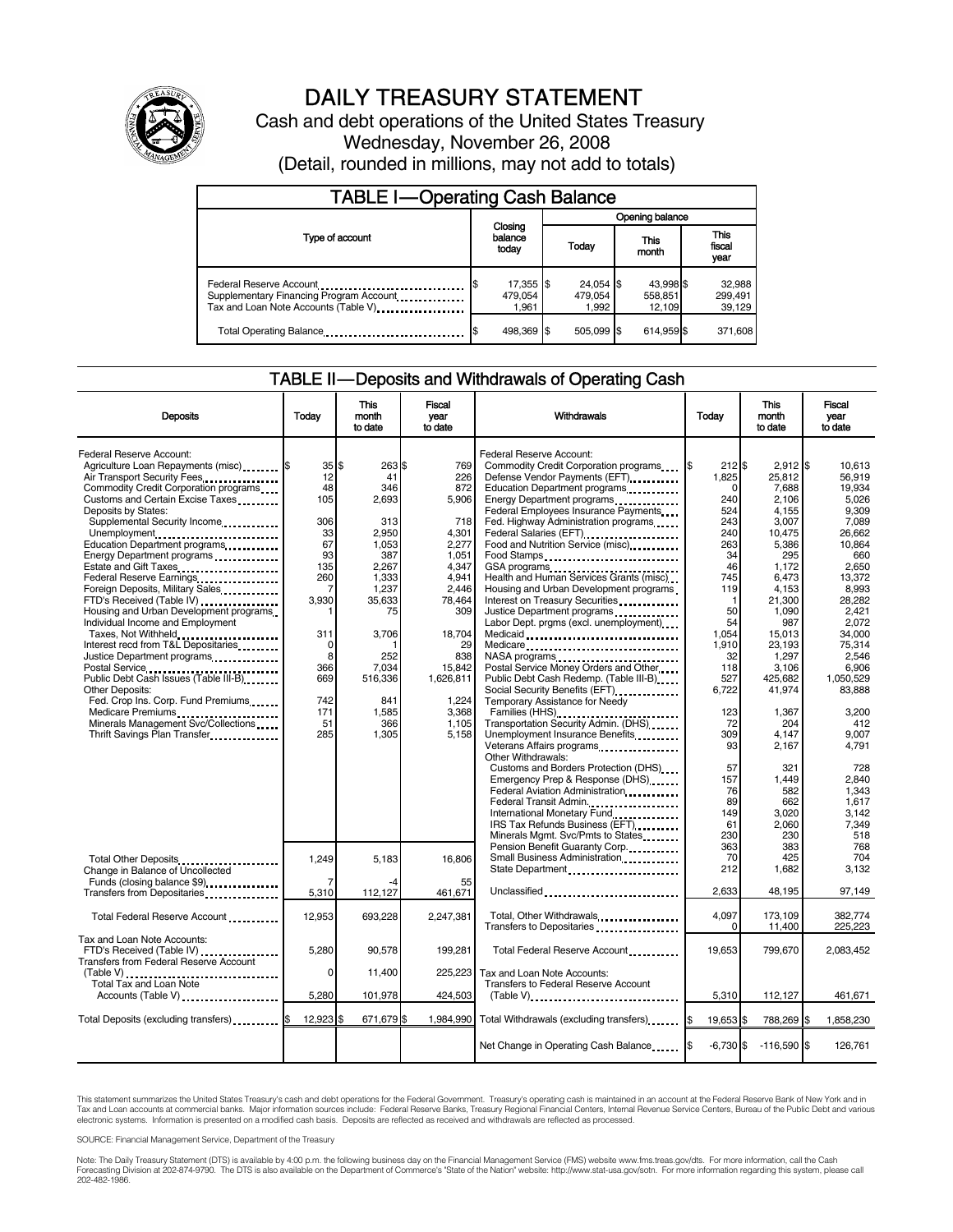# DAILY TREASURY STATEMENT

Cash and debt operations of the United States Treasury

Wednesday, November 26, 2008

(Detail, rounded in millions, may not add to totals)

## TABLE I—Operating Cash Balance

| Type of account | Closing balance today | Opening balance Today | Opening balance This month | Opening balance This fiscal year |
|---|---|---|---|---|
| Federal Reserve Account | $ 17,355 | $ 24,054 | $ 43,998 | $ 32,988 |
| Supplementary Financing Program Account | 479,054 | 479,054 | 558,851 | 299,491 |
| Tax and Loan Note Accounts (Table V) | 1,961 | 1,992 | 12,109 | 39,129 |
| Total Operating Balance | $ 498,369 | $ 505,099 | $ 614,959 | $ 371,608 |

## TABLE II—Deposits and Withdrawals of Operating Cash

| Deposits | Today | This month to date | Fiscal year to date |
|---|---|---|---|
| Federal Reserve Account: | | | |
| Agriculture Loan Repayments (misc) | $ 35 | $ 263 | $ 769 |
| Air Transport Security Fees | 12 | 41 | 226 |
| Commodity Credit Corporation programs | 48 | 346 | 872 |
| Customs and Certain Excise Taxes | 105 | 2,693 | 5,906 |
| Deposits by States: | | | |
| Supplemental Security Income | 306 | 313 | 718 |
| Unemployment | 33 | 2,950 | 4,301 |
| Education Department programs | 67 | 1,053 | 2,277 |
| Energy Department programs | 93 | 387 | 1,051 |
| Estate and Gift Taxes | 135 | 2,267 | 4,347 |
| Federal Reserve Earnings | 260 | 1,333 | 4,941 |
| Foreign Deposits, Military Sales | 7 | 1,237 | 2,446 |
| FTD's Received (Table IV) | 3,930 | 35,633 | 78,464 |
| Housing and Urban Development programs | 1 | 75 | 309 |
| Individual Income and Employment Taxes, Not Withheld | 311 | 3,706 | 18,704 |
| Interest recd from T&L Depositaries | 0 | 1 | 29 |
| Justice Department programs | 8 | 252 | 838 |
| Postal Service | 366 | 7,034 | 15,842 |
| Public Debt Cash Issues (Table III-B) | 669 | 516,336 | 1,626,811 |
| Other Deposits: | | | |
| Fed. Crop Ins. Corp. Fund Premiums | 742 | 841 | 1,224 |
| Medicare Premiums | 171 | 1,585 | 3,368 |
| Minerals Management Svc/Collections | 51 | 366 | 1,105 |
| Thrift Savings Plan Transfer | 285 | 1,305 | 5,158 |
| Total Other Deposits | 1,249 | 5,183 | 16,806 |
| Change in Balance of Uncollected Funds (closing balance $9) | 7 | -4 | 55 |
| Transfers from Depositaries | 5,310 | 112,127 | 461,671 |
| Total Federal Reserve Account | 12,953 | 693,228 | 2,247,381 |
| Tax and Loan Note Accounts: | | | |
| FTD's Received (Table IV) | 5,280 | 90,578 | 199,281 |
| Transfers from Federal Reserve Account (Table V) | 0 | 11,400 | 225,223 |
| Total Tax and Loan Note Accounts (Table V) | 5,280 | 101,978 | 424,503 |
| Total Deposits (excluding transfers) | $ 12,923 | $ 671,679 | $ 1,984,990 |

| Withdrawals | Today | This month to date | Fiscal year to date |
|---|---|---|---|
| Federal Reserve Account: | | | |
| Commodity Credit Corporation programs | $ 212 | $ 2,912 | $ 10,613 |
| Defense Vendor Payments (EFT) | 1,825 | 25,812 | 56,919 |
| Education Department programs | 0 | 7,688 | 19,934 |
| Energy Department programs | 240 | 2,106 | 5,026 |
| Federal Employees Insurance Payments | 524 | 4,155 | 9,309 |
| Fed. Highway Administration programs | 243 | 3,007 | 7,089 |
| Federal Salaries (EFT) | 240 | 10,475 | 26,662 |
| Food and Nutrition Service (misc) | 263 | 5,386 | 10,864 |
| Food Stamps | 34 | 295 | 660 |
| GSA programs | 46 | 1,172 | 2,650 |
| Health and Human Services Grants (misc) | 745 | 6,473 | 13,372 |
| Housing and Urban Development programs | 119 | 4,153 | 8,993 |
| Interest on Treasury Securities | 1 | 21,300 | 28,282 |
| Justice Department programs | 50 | 1,090 | 2,421 |
| Labor Dept. prgms (excl. unemployment) | 54 | 987 | 2,072 |
| Medicaid | 1,054 | 15,013 | 34,000 |
| Medicare | 1,910 | 23,193 | 75,314 |
| NASA programs | 32 | 1,297 | 2,546 |
| Postal Service Money Orders and Other | 118 | 3,106 | 6,906 |
| Public Debt Cash Redemp. (Table III-B) | 527 | 425,682 | 1,050,529 |
| Social Security Benefits (EFT) | 6,722 | 41,974 | 83,888 |
| Temporary Assistance for Needy Families (HHS) | 123 | 1,367 | 3,200 |
| Transportation Security Admin. (DHS) | 72 | 204 | 412 |
| Unemployment Insurance Benefits | 309 | 4,147 | 9,007 |
| Veterans Affairs programs | 93 | 2,167 | 4,791 |
| Other Withdrawals: | | | |
| Customs and Borders Protection (DHS) | 57 | 321 | 728 |
| Emergency Prep & Response (DHS) | 157 | 1,449 | 2,840 |
| Federal Aviation Administration | 76 | 582 | 1,343 |
| Federal Transit Admin. | 89 | 662 | 1,617 |
| International Monetary Fund | 149 | 3,020 | 3,142 |
| IRS Tax Refunds Business (EFT) | 61 | 2,060 | 7,349 |
| Minerals Mgmt. Svc/Pmts to States | 230 | 230 | 518 |
| Pension Benefit Guaranty Corp. | 363 | 383 | 768 |
| Small Business Administration | 70 | 425 | 704 |
| State Department | 212 | 1,682 | 3,132 |
| Unclassified | 2,633 | 48,195 | 97,149 |
| Total, Other Withdrawals | 4,097 | 173,109 | 382,774 |
| Transfers to Depositaries | 0 | 11,400 | 225,223 |
| Total Federal Reserve Account | 19,653 | 799,670 | 2,083,452 |
| Tax and Loan Note Accounts: | | | |
| Transfers to Federal Reserve Account (Table V) | 5,310 | 112,127 | 461,671 |
| Total Withdrawals (excluding transfers) | $ 19,653 | $ 788,269 | $ 1,858,230 |
| Net Change in Operating Cash Balance | $ -6,730 | $ -116,590 | $ 126,761 |

This statement summarizes the United States Treasury's cash and debt operations for the Federal Government. Treasury's operating cash is maintained in an account at the Federal Reserve Bank of New York and in Tax and Loan accounts at commercial banks. Major information sources include: Federal Reserve Banks, Treasury Regional Financial Centers, Internal Revenue Service Centers, Bureau of the Public Debt and various electronic systems. Information is presented on a modified cash basis. Deposits are reflected as received and withdrawals are reflected as processed.

SOURCE: Financial Management Service, Department of the Treasury

Note: The Daily Treasury Statement (DTS) is available by 4:00 p.m. the following business day on the Financial Management Service (FMS) website www.fms.treas.gov/dts. For more information, call the Cash Forecasting Division at 202-874-9790. The DTS is also available on the Department of Commerce's "State of the Nation" website: http://www.stat-usa.gov/sotn. For more information regarding this system, please call 202-482-1986.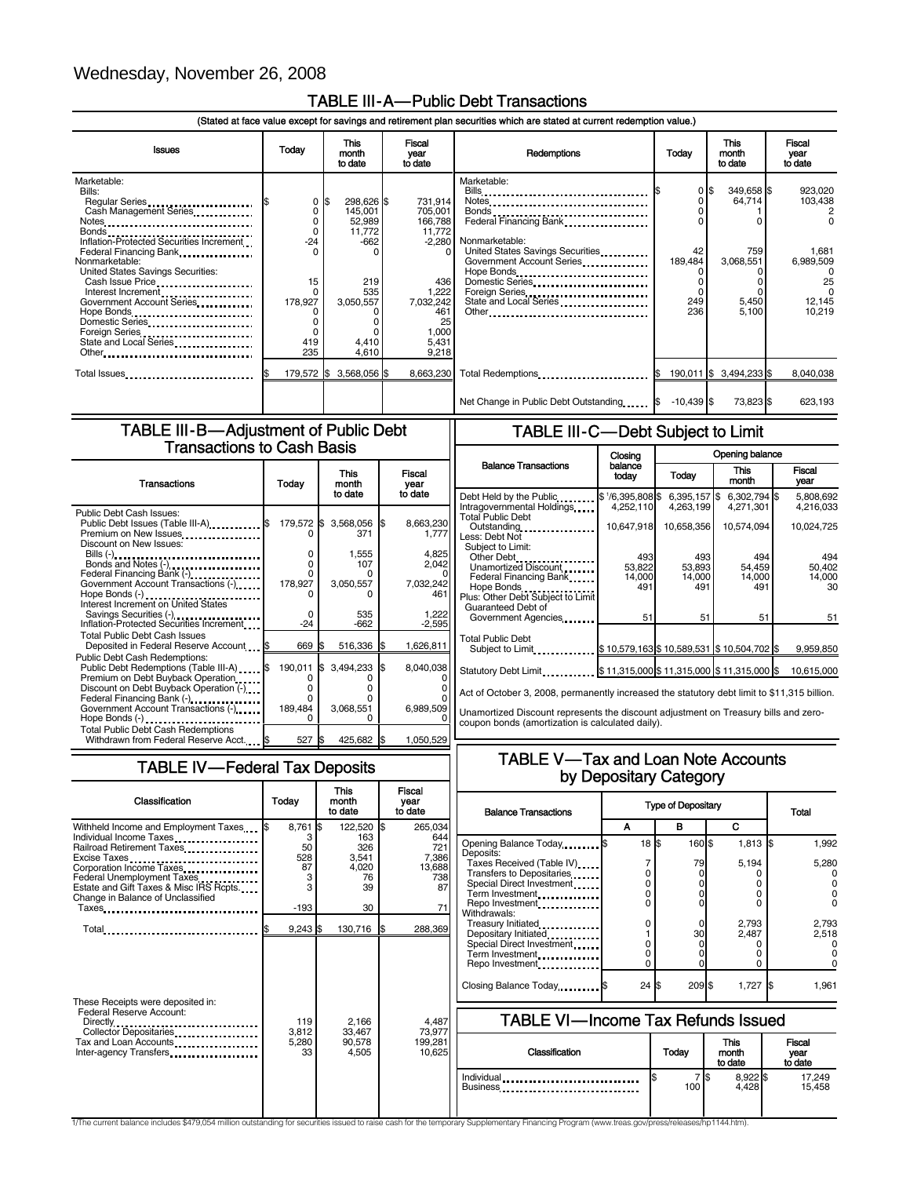Wednesday, November 26, 2008

## TABLE III-A—Public Debt Transactions

(Stated at face value except for savings and retirement plan securities which are stated at current redemption value.)

| Issues | Today | This month to date | Fiscal year to date |
|---|---|---|---|
| Marketable: | | | |
| Bills: | | | |
| Regular Series | $ 0 | $ 298,626 | $ 731,914 |
| Cash Management Series | 0 | 145,001 | 705,001 |
| Notes | 0 | 52,989 | 166,788 |
| Bonds | 0 | 11,772 | 11,772 |
| Inflation-Protected Securities Increment | -24 | -662 | -2,280 |
| Federal Financing Bank | 0 | 0 | 0 |
| Nonmarketable: | | | |
| United States Savings Securities: | | | |
| Cash Issue Price | 15 | 219 | 436 |
| Interest Increment | 0 | 535 | 1,222 |
| Government Account Series | 178,927 | 3,050,557 | 7,032,242 |
| Hope Bonds | 0 | 0 | 461 |
| Domestic Series | 0 | 0 | 25 |
| Foreign Series | 0 | 0 | 1,000 |
| State and Local Series | 419 | 4,410 | 5,431 |
| Other | 235 | 4,610 | 9,218 |
| Total Issues | $ 179,572 | $ 3,568,056 | $ 8,663,230 |

| Redemptions | Today | This month to date | Fiscal year to date |
|---|---|---|---|
| Marketable: | | | |
| Bills | $ 0 | $ 349,658 | $ 923,020 |
| Notes | 0 | 64,714 | 103,438 |
| Bonds | 0 | 1 | 2 |
| Federal Financing Bank | 0 | 0 | 0 |
| Nonmarketable: | | | |
| United States Savings Securities | 42 | 759 | 1,681 |
| Government Account Series | 189,484 | 3,068,551 | 6,989,509 |
| Hope Bonds | 0 | 0 | 0 |
| Domestic Series | 0 | 0 | 25 |
| Foreign Series | 0 | 0 | 0 |
| State and Local Series | 249 | 5,450 | 12,145 |
| Other | 236 | 5,100 | 10,219 |
| Total Redemptions | $ 190,011 | $ 3,494,233 | $ 8,040,038 |
| Net Change in Public Debt Outstanding | $ -10,439 | $ 73,823 | $ 623,193 |

## TABLE III-B—Adjustment of Public Debt Transactions to Cash Basis

| Transactions | Today | This month to date | Fiscal year to date |
|---|---|---|---|
| Public Debt Cash Issues: | | | |
| Public Debt Issues (Table III-A) | $ 179,572 | $ 3,568,056 | $ 8,663,230 |
| Premium on New Issues | 0 | 371 | 1,777 |
| Discount on New Issues: | | | |
| Bills (-) | 0 | 1,555 | 4,825 |
| Bonds and Notes (-) | 0 | 107 | 2,042 |
| Federal Financing Bank (-) | 0 | 0 | 0 |
| Government Account Transactions (-) | 178,927 | 3,050,557 | 7,032,242 |
| Hope Bonds (-) | 0 | 0 | 461 |
| Interest Increment on United States Savings Securities (-) | 0 | 535 | 1,222 |
| Inflation-Protected Securities Increment | -24 | -662 | -2,595 |
| Total Public Debt Cash Issues Deposited in Federal Reserve Account | $ 669 | $ 516,336 | $ 1,626,811 |
| Public Debt Cash Redemptions: | | | |
| Public Debt Redemptions (Table III-A) | $ 190,011 | $ 3,494,233 | $ 8,040,038 |
| Premium on Debt Buyback Operation | 0 | 0 | 0 |
| Discount on Debt Buyback Operation (-) | 0 | 0 | 0 |
| Federal Financing Bank (-) | 0 | 0 | 0 |
| Government Account Transactions (-) | 189,484 | 3,068,551 | 6,989,509 |
| Hope Bonds (-) | 0 | 0 | 0 |
| Total Public Debt Cash Redemptions Withdrawn from Federal Reserve Acct. | $ 527 | $ 425,682 | $ 1,050,529 |

## TABLE III-C—Debt Subject to Limit

| Balance Transactions | Closing balance today | Opening balance Today | Opening balance This month | Opening balance Fiscal year |
|---|---|---|---|---|
| Debt Held by the Public | $ [1]6,395,808 | $ 6,395,157 | $ 6,302,794 | $ 5,808,692 |
| Intragovernmental Holdings | 4,252,110 | 4,263,199 | 4,271,301 | 4,216,033 |
| Total Public Debt Outstanding | 10,647,918 | 10,658,356 | 10,574,094 | 10,024,725 |
| Less: Debt Not Subject to Limit: | | | | |
| Other Debt | 493 | 493 | 494 | 494 |
| Unamortized Discount | 53,822 | 53,893 | 54,459 | 50,402 |
| Federal Financing Bank | 14,000 | 14,000 | 14,000 | 14,000 |
| Hope Bonds | 491 | 491 | 491 | 30 |
| Plus: Other Debt Subject to Limit | | | | |
| Guaranteed Debt of Government Agencies | 51 | 51 | 51 | 51 |
| Total Public Debt Subject to Limit | $ 10,579,163 | $ 10,589,531 | $ 10,504,702 | $ 9,959,850 |
| Statutory Debt Limit | $ 11,315,000 | $ 11,315,000 | $ 11,315,000 | $ 10,615,000 |

Act of October 3, 2008, permanently increased the statutory debt limit to $11,315 billion.

Unamortized Discount represents the discount adjustment on Treasury bills and zero-coupon bonds (amortization is calculated daily).

## TABLE IV—Federal Tax Deposits

| Classification | Today | This month to date | Fiscal year to date |
|---|---|---|---|
| Withheld Income and Employment Taxes | $ 8,761 | $ 122,520 | $ 265,034 |
| Individual Income Taxes | 3 | 163 | 644 |
| Railroad Retirement Taxes | 50 | 326 | 721 |
| Excise Taxes | 528 | 3,541 | 7,386 |
| Corporation Income Taxes | 87 | 4,020 | 13,688 |
| Federal Unemployment Taxes | 3 | 76 | 738 |
| Estate and Gift Taxes & Misc IRS Rcpts. | 3 | 39 | 87 |
| Change in Balance of Unclassified Taxes | -193 | 30 | 71 |
| Total | $ 9,243 | $ 130,716 | $ 288,369 |
| These Receipts were deposited in: | | | |
| Federal Reserve Account: | | | |
| Directly | 119 | 2,166 | 4,487 |
| Collector Depositaries | 3,812 | 33,467 | 73,977 |
| Tax and Loan Accounts | 5,280 | 90,578 | 199,281 |
| Inter-agency Transfers | 33 | 4,505 | 10,625 |

## TABLE V—Tax and Loan Note Accounts by Depositary Category

| Balance Transactions | Type of Depositary A | Type of Depositary B | Type of Depositary C | Total |
|---|---|---|---|---|
| Opening Balance Today | $ 18 | $ 160 | $ 1,813 | $ 1,992 |
| Deposits: | | | | |
| Taxes Received (Table IV) | 7 | 79 | 5,194 | 5,280 |
| Transfers to Depositaries | 0 | 0 | 0 | 0 |
| Special Direct Investment | 0 | 0 | 0 | 0 |
| Term Investment | 0 | 0 | 0 | 0 |
| Repo Investment | 0 | 0 | 0 | 0 |
| Withdrawals: | | | | |
| Treasury Initiated | 0 | 0 | 2,793 | 2,793 |
| Depositary Initiated | 1 | 30 | 2,487 | 2,518 |
| Special Direct Investment | 0 | 0 | 0 | 0 |
| Term Investment | 0 | 0 | 0 | 0 |
| Repo Investment | 0 | 0 | 0 | 0 |
| Closing Balance Today | $ 24 | $ 209 | $ 1,727 | $ 1,961 |

## TABLE VI—Income Tax Refunds Issued

| Classification | Today | This month to date | Fiscal year to date |
|---|---|---|---|
| Individual | $ 7 | $ 8,922 | $ 17,249 |
| Business | 100 | 4,428 | 15,458 |

1/The current balance includes $479,054 million outstanding for securities issued to raise cash for the temporary Supplementary Financing Program (www.treas.gov/press/releases/hp1144.htm).